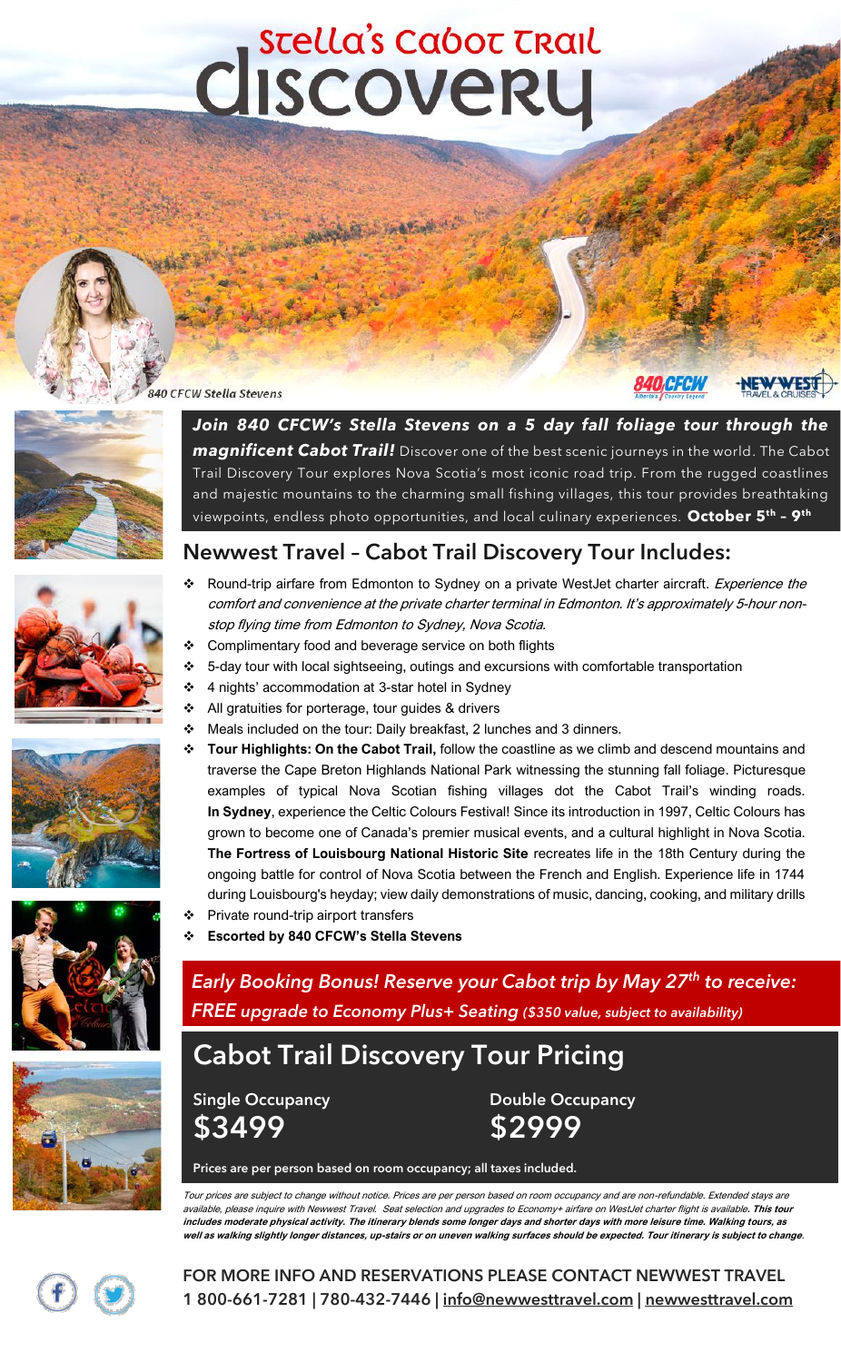# Stella's Cabot Trail Discovery

840 CFCW Stella Stevens

***Join 840 CFCW's Stella Stevens on a 5 day fall foliage tour through the magnificent Cabot Trail!*** Discover one of the best scenic journeys in the world. The Cabot Trail Discovery Tour explores Nova Scotia's most iconic road trip. From the rugged coastlines and majestic mountains to the charming small fishing villages, this tour provides breathtaking viewpoints, endless photo opportunities, and local culinary experiences. **October 5th – 9th**

## Newwest Travel – Cabot Trail Discovery Tour Includes:

- Round-trip airfare from Edmonton to Sydney on a private WestJet charter aircraft. *Experience the comfort and convenience at the private charter terminal in Edmonton. It's approximately 5-hour non-stop flying time from Edmonton to Sydney, Nova Scotia.*
- Complimentary food and beverage service on both flights
- 5-day tour with local sightseeing, outings and excursions with comfortable transportation
- 4 nights' accommodation at 3-star hotel in Sydney
- All gratuities for porterage, tour guides & drivers
- Meals included on the tour: Daily breakfast, 2 lunches and 3 dinners.
- **Tour Highlights: On the Cabot Trail,** follow the coastline as we climb and descend mountains and traverse the Cape Breton Highlands National Park witnessing the stunning fall foliage. Picturesque examples of typical Nova Scotian fishing villages dot the Cabot Trail's winding roads. **In Sydney**, experience the Celtic Colours Festival! Since its introduction in 1997, Celtic Colours has grown to become one of Canada's premier musical events, and a cultural highlight in Nova Scotia. **The Fortress of Louisbourg National Historic Site** recreates life in the 18th Century during the ongoing battle for control of Nova Scotia between the French and English. Experience life in 1744 during Louisbourg's heyday; view daily demonstrations of music, dancing, cooking, and military drills
- Private round-trip airport transfers
- **Escorted by 840 CFCW's Stella Stevens**

*Early Booking Bonus! Reserve your Cabot trip by May 27th to receive: FREE upgrade to Economy Plus+ Seating ($350 value, subject to availability)*

## Cabot Trail Discovery Tour Pricing

| Single Occupancy | Double Occupancy |
| --- | --- |
| $3499 | $2999 |

**Prices are per person based on room occupancy; all taxes included.**

*Tour prices are subject to change without notice. Prices are per person based on room occupancy and are non-refundable. Extended stays are available, please inquire with Newwest Travel. Seat selection and upgrades to Economy+ airfare on WestJet charter flight is available.* ***This tour includes moderate physical activity. The itinerary blends some longer days and shorter days with more leisure time. Walking tours, as well as walking slightly longer distances, up-stairs or on uneven walking surfaces should be expected. Tour itinerary is subject to change.***

**FOR MORE INFO AND RESERVATIONS PLEASE CONTACT NEWWEST TRAVEL**
**1 800-661-7281 | 780-432-7446 | info@newwesttravel.com | newwesttravel.com**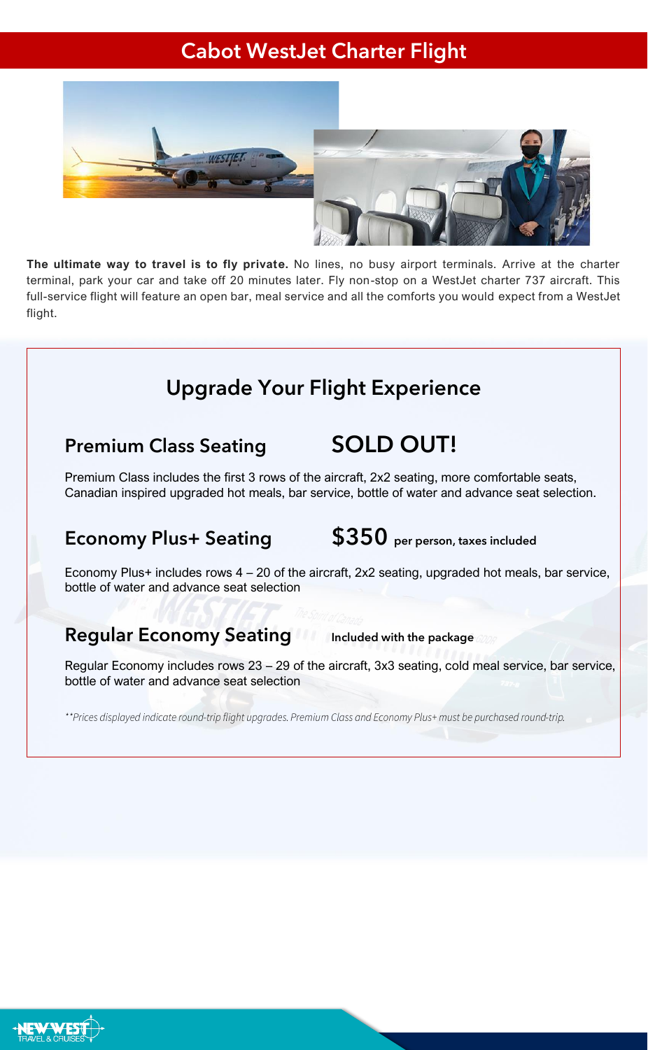# Cabot WestJet Charter Flight

**The ultimate way to travel is to fly private.** No lines, no busy airport terminals. Arrive at the charter terminal, park your car and take off 20 minutes later. Fly non-stop on a WestJet charter 737 aircraft. This full-service flight will feature an open bar, meal service and all the comforts you would expect from a WestJet flight.

## Upgrade Your Flight Experience

### Premium Class Seating — SOLD OUT!

Premium Class includes the first 3 rows of the aircraft, 2x2 seating, more comfortable seats, Canadian inspired upgraded hot meals, bar service, bottle of water and advance seat selection.

### Economy Plus+ Seating — $350 per person, taxes included

Economy Plus+ includes rows 4 – 20 of the aircraft, 2x2 seating, upgraded hot meals, bar service, bottle of water and advance seat selection

### Regular Economy Seating — Included with the package

Regular Economy includes rows 23 – 29 of the aircraft, 3x3 seating, cold meal service, bar service, bottle of water and advance seat selection

*\*\*Prices displayed indicate round-trip flight upgrades. Premium Class and Economy Plus+ must be purchased round-trip.*